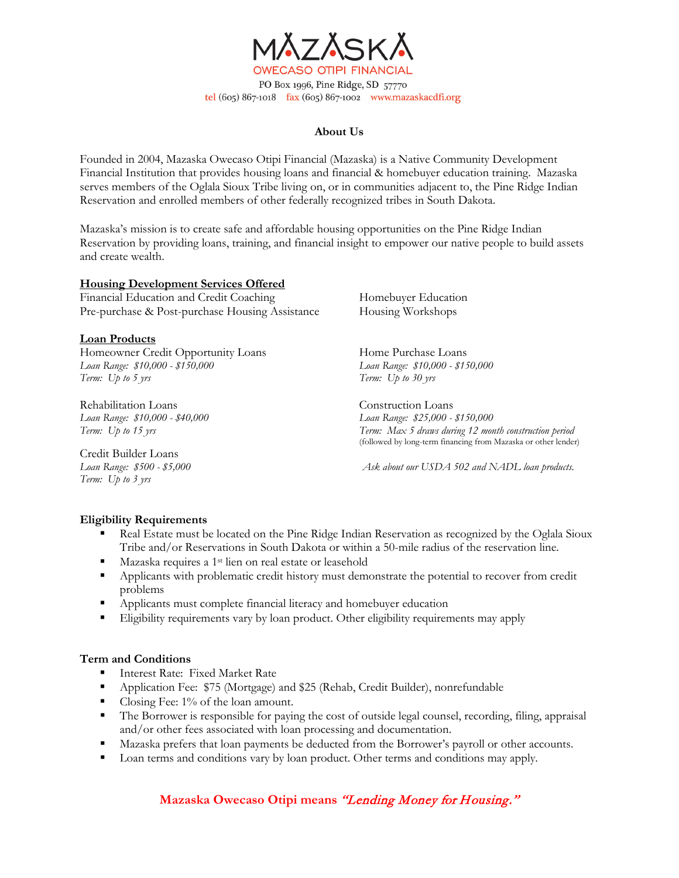# MAZASKA
OWECASO OTIPI FINANCIAL

PO Box 1996, Pine Ridge, SD 57770
tel (605) 867-1018 fax (605) 867-1002 www.mazaskacdfi.org

## About Us

Founded in 2004, Mazaska Owecaso Otipi Financial (Mazaska) is a Native Community Development Financial Institution that provides housing loans and financial & homebuyer education training. Mazaska serves members of the Oglala Sioux Tribe living on, or in communities adjacent to, the Pine Ridge Indian Reservation and enrolled members of other federally recognized tribes in South Dakota.

Mazaska's mission is to create safe and affordable housing opportunities on the Pine Ridge Indian Reservation by providing loans, training, and financial insight to empower our native people to build assets and create wealth.

**Housing Development Services Offered**

Financial Education and Credit Coaching
Pre-purchase & Post-purchase Housing Assistance
Homebuyer Education
Housing Workshops

**Loan Products**

Homeowner Credit Opportunity Loans
*Loan Range: $10,000 - $150,000*
*Term: Up to 5 yrs*

Home Purchase Loans
*Loan Range: $10,000 - $150,000*
*Term: Up to 30 yrs*

Rehabilitation Loans
*Loan Range: $10,000 - $40,000*
*Term: Up to 15 yrs*

Construction Loans
*Loan Range: $25,000 - $150,000*
*Term: Max 5 draws during 12 month construction period*
(followed by long-term financing from Mazaska or other lender)

Credit Builder Loans
*Loan Range: $500 - $5,000*
*Term: Up to 3 yrs*

*Ask about our USDA 502 and NADL loan products.*

**Eligibility Requirements**

- Real Estate must be located on the Pine Ridge Indian Reservation as recognized by the Oglala Sioux Tribe and/or Reservations in South Dakota or within a 50-mile radius of the reservation line.
- Mazaska requires a 1st lien on real estate or leasehold
- Applicants with problematic credit history must demonstrate the potential to recover from credit problems
- Applicants must complete financial literacy and homebuyer education
- Eligibility requirements vary by loan product. Other eligibility requirements may apply

**Term and Conditions**

- Interest Rate: Fixed Market Rate
- Application Fee: $75 (Mortgage) and $25 (Rehab, Credit Builder), nonrefundable
- Closing Fee: 1% of the loan amount.
- The Borrower is responsible for paying the cost of outside legal counsel, recording, filing, appraisal and/or other fees associated with loan processing and documentation.
- Mazaska prefers that loan payments be deducted from the Borrower's payroll or other accounts.
- Loan terms and conditions vary by loan product. Other terms and conditions may apply.

**Mazaska Owecaso Otipi means *"Lending Money for Housing."***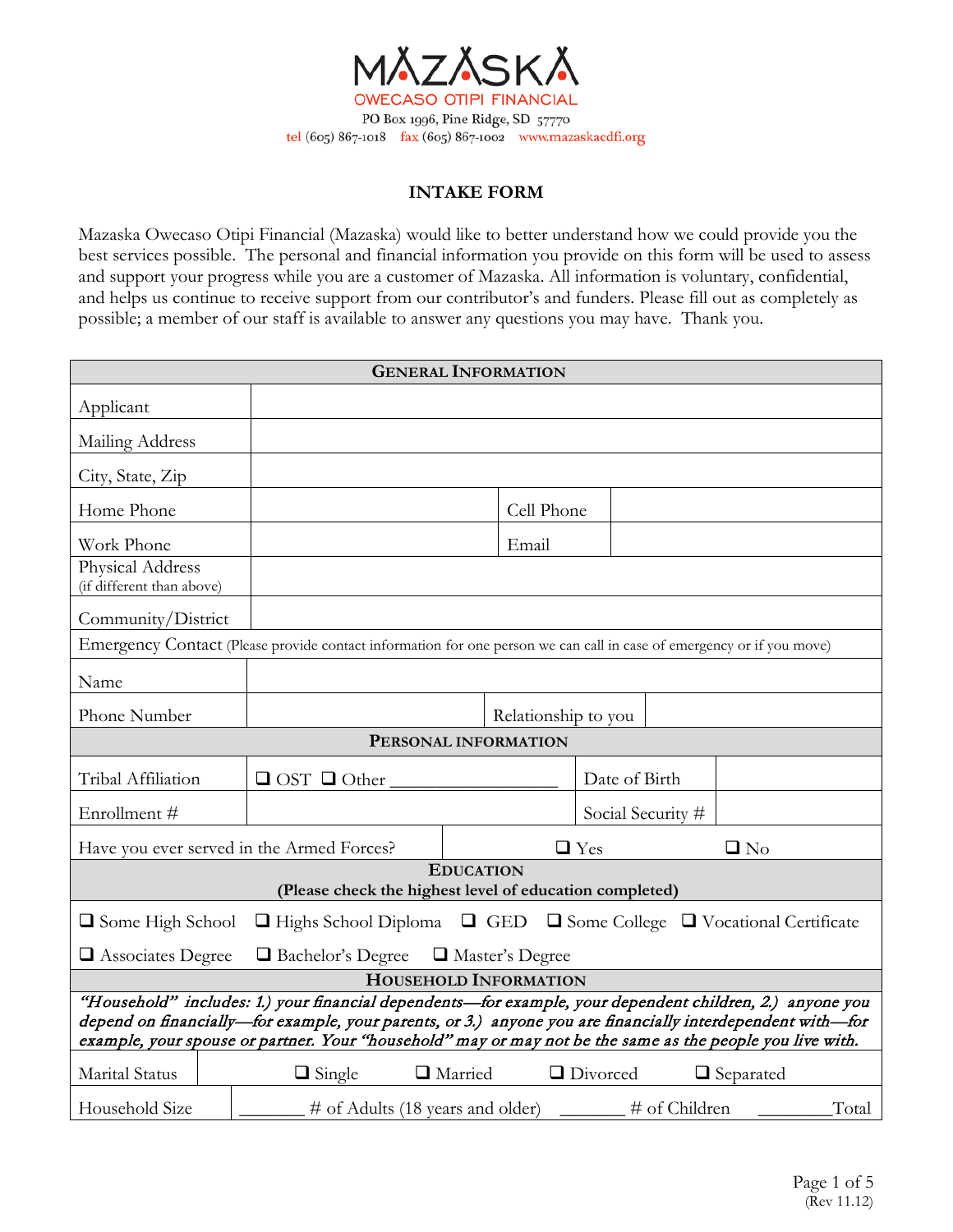MAZASKA
OWECASO OTIPI FINANCIAL
PO Box 1996, Pine Ridge, SD 57770
tel (605) 867-1018 fax (605) 867-1002 www.mazaskacdfi.org

## INTAKE FORM

Mazaska Owecaso Otipi Financial (Mazaska) would like to better understand how we could provide you the best services possible. The personal and financial information you provide on this form will be used to assess and support your progress while you are a customer of Mazaska. All information is voluntary, confidential, and helps us continue to receive support from our contributor's and funders. Please fill out as completely as possible; a member of our staff is available to answer any questions you may have. Thank you.

| **GENERAL INFORMATION** | | | |
|---|---|---|---|
| Applicant | | | |
| Mailing Address | | | |
| City, State, Zip | | | |
| Home Phone | | Cell Phone | |
| Work Phone | | Email | |
| Physical Address (if different than above) | | | |
| Community/District | | | |
| Emergency Contact (Please provide contact information for one person we can call in case of emergency or if you move) | | | |
| Name | | | |
| Phone Number | | Relationship to you | |
| **PERSONAL INFORMATION** | | | |
| Tribal Affiliation | ❑ OST ❑ Other ________________ | Date of Birth | |
| Enrollment # | | Social Security # | |
| Have you ever served in the Armed Forces? | ❑ Yes | ❑ No | |

| **EDUCATION (Please check the highest level of education completed)** |
|---|
| ❑ Some High School ❑ Highs School Diploma ❑ GED ❑ Some College ❑ Vocational Certificate |
| ❑ Associates Degree ❑ Bachelor's Degree ❑ Master's Degree |

| **HOUSEHOLD INFORMATION** | |
|---|---|
| *"Household" includes: 1.) your financial dependents—for example, your dependent children, 2.) anyone you depend on financially—for example, your parents, or 3.) anyone you are financially interdependent with—for example, your spouse or partner. Your "household" may or may not be the same as the people you live with.* | |
| Marital Status | ❑ Single ❑ Married ❑ Divorced ❑ Separated |
| Household Size | _______ # of Adults (18 years and older) _______ # of Children ________Total |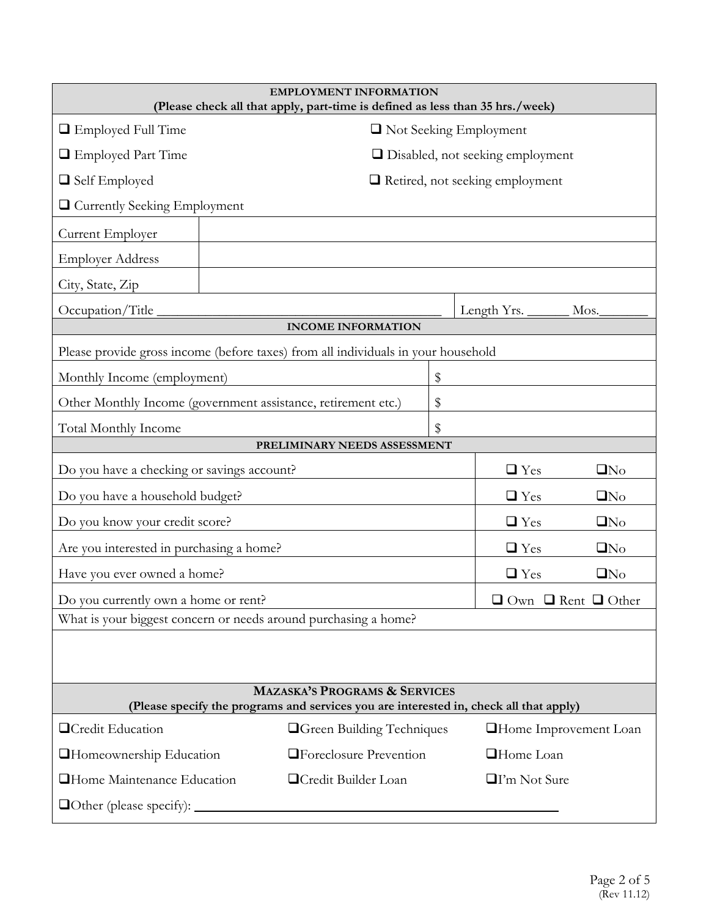## EMPLOYMENT INFORMATION

**(Please check all that apply, part-time is defined as less than 35 hrs./week)**

| | |
|---|---|
| ❑ Employed Full Time | ❑ Not Seeking Employment |
| ❑ Employed Part Time | ❑ Disabled, not seeking employment |
| ❑ Self Employed | ❑ Retired, not seeking employment |
| ❑ Currently Seeking Employment | |

| | |
|---|---|
| Current Employer | |
| Employer Address | |
| City, State, Zip | |
| Occupation/Title ___________________________________________ | Length Yrs. ______ Mos._______ |

## INCOME INFORMATION

Please provide gross income (before taxes) from all individuals in your household

| | |
|---|---|
| Monthly Income (employment) | $ |
| Other Monthly Income (government assistance, retirement etc.) | $ |
| Total Monthly Income | $ |

## PRELIMINARY NEEDS ASSESSMENT

| | |
|---|---|
| Do you have a checking or savings account? | ❑ Yes ❑ No |
| Do you have a household budget? | ❑ Yes ❑ No |
| Do you know your credit score? | ❑ Yes ❑ No |
| Are you interested in purchasing a home? | ❑ Yes ❑ No |
| Have you ever owned a home? | ❑ Yes ❑ No |
| Do you currently own a home or rent? | ❑ Own ❑ Rent ❑ Other |

What is your biggest concern or needs around purchasing a home?

## MAZASKA'S PROGRAMS & SERVICES

**(Please specify the programs and services you are interested in, check all that apply)**

| | | |
|---|---|---|
| ❑ Credit Education | ❑ Green Building Techniques | ❑ Home Improvement Loan |
| ❑ Homeownership Education | ❑ Foreclosure Prevention | ❑ Home Loan |
| ❑ Home Maintenance Education | ❑ Credit Builder Loan | ❑ I'm Not Sure |

❑ Other (please specify): ________________________________________________

(Rev 11.12)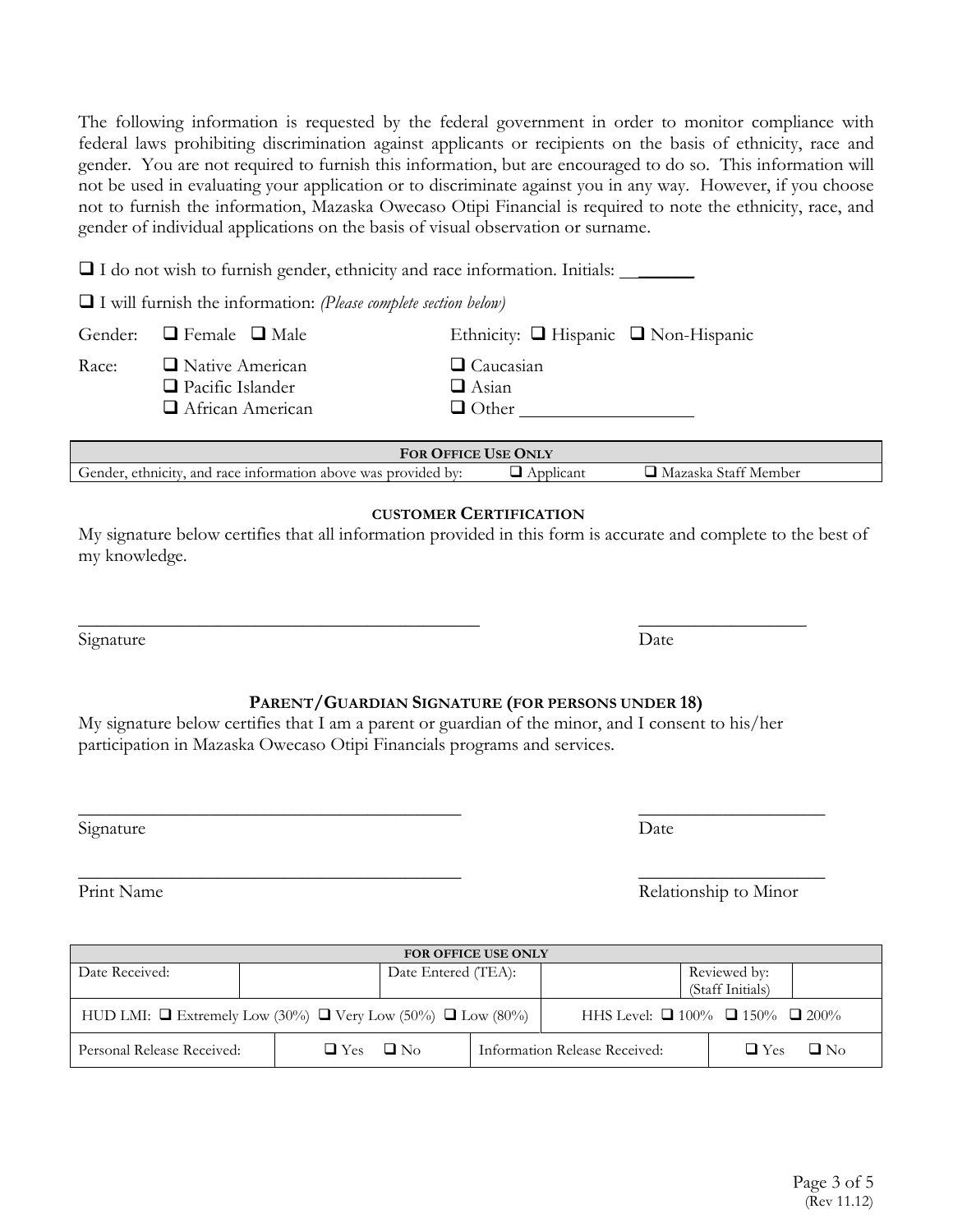The following information is requested by the federal government in order to monitor compliance with federal laws prohibiting discrimination against applicants or recipients on the basis of ethnicity, race and gender. You are not required to furnish this information, but are encouraged to do so. This information will not be used in evaluating your application or to discriminate against you in any way. However, if you choose not to furnish the information, Mazaska Owecaso Otipi Financial is required to note the ethnicity, race, and gender of individual applications on the basis of visual observation or surname.

☐ I do not wish to furnish gender, ethnicity and race information. Initials: ________

☐ I will furnish the information: *(Please complete section below)*

Gender: ☐ Female ☐ Male

Ethnicity: ☐ Hispanic ☐ Non-Hispanic

Race:
- ☐ Native American
- ☐ Pacific Islander
- ☐ African American
- ☐ Caucasian
- ☐ Asian
- ☐ Other ________________

| FOR OFFICE USE ONLY | | |
|---|---|---|
| Gender, ethnicity, and race information above was provided by: | ☐ Applicant | ☐ Mazaska Staff Member |

### CUSTOMER CERTIFICATION

My signature below certifies that all information provided in this form is accurate and complete to the best of my knowledge.

_________________________________________ ________________

Signature Date

### PARENT/GUARDIAN SIGNATURE (FOR PERSONS UNDER 18)

My signature below certifies that I am a parent or guardian of the minor, and I consent to his/her participation in Mazaska Owecaso Otipi Financials programs and services.

_________________________________________ ________________

Signature Date

_________________________________________ ________________

Print Name Relationship to Minor

| FOR OFFICE USE ONLY | | | | | |
|---|---|---|---|---|---|
| Date Received: | | Date Entered (TEA): | | Reviewed by: (Staff Initials) | |
| HUD LMI: ☐ Extremely Low (30%) ☐ Very Low (50%) ☐ Low (80%) | | | HHS Level: ☐ 100% ☐ 150% ☐ 200% | | |
| Personal Release Received: | ☐ Yes ☐ No | Information Release Received: | | ☐ Yes ☐ No | |

(Rev 11.12)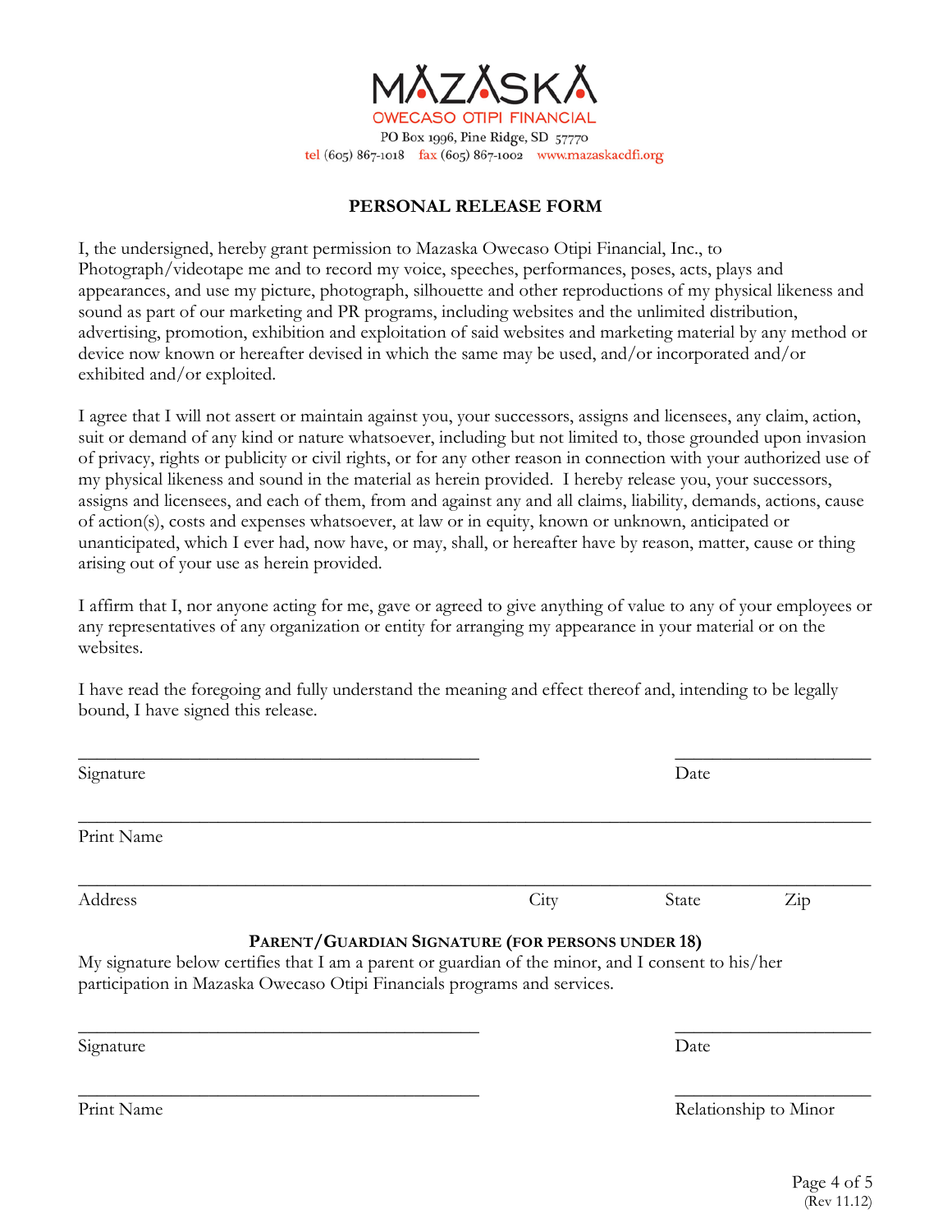MAZASKA

OWECASO OTIPI FINANCIAL

PO Box 1996, Pine Ridge, SD 57770

tel (605) 867-1018 fax (605) 867-1002 www.mazaskacdfi.org

## PERSONAL RELEASE FORM

I, the undersigned, hereby grant permission to Mazaska Owecaso Otipi Financial, Inc., to Photograph/videotape me and to record my voice, speeches, performances, poses, acts, plays and appearances, and use my picture, photograph, silhouette and other reproductions of my physical likeness and sound as part of our marketing and PR programs, including websites and the unlimited distribution, advertising, promotion, exhibition and exploitation of said websites and marketing material by any method or device now known or hereafter devised in which the same may be used, and/or incorporated and/or exhibited and/or exploited.

I agree that I will not assert or maintain against you, your successors, assigns and licensees, any claim, action, suit or demand of any kind or nature whatsoever, including but not limited to, those grounded upon invasion of privacy, rights or publicity or civil rights, or for any other reason in connection with your authorized use of my physical likeness and sound in the material as herein provided. I hereby release you, your successors, assigns and licensees, and each of them, from and against any and all claims, liability, demands, actions, cause of action(s), costs and expenses whatsoever, at law or in equity, known or unknown, anticipated or unanticipated, which I ever had, now have, or may, shall, or hereafter have by reason, matter, cause or thing arising out of your use as herein provided.

I affirm that I, nor anyone acting for me, gave or agreed to give anything of value to any of your employees or any representatives of any organization or entity for arranging my appearance in your material or on the websites.

I have read the foregoing and fully understand the meaning and effect thereof and, intending to be legally bound, I have signed this release.

______________________________________________ ______________________

Signature Date

______________________________________________________________________________

Print Name

______________________________________________________________________________

Address City State Zip

**PARENT/GUARDIAN SIGNATURE (FOR PERSONS UNDER 18)**

My signature below certifies that I am a parent or guardian of the minor, and I consent to his/her participation in Mazaska Owecaso Otipi Financials programs and services.

______________________________________________ ______________________

Signature Date

______________________________________________ ______________________

Print Name Relationship to Minor

(Rev 11.12)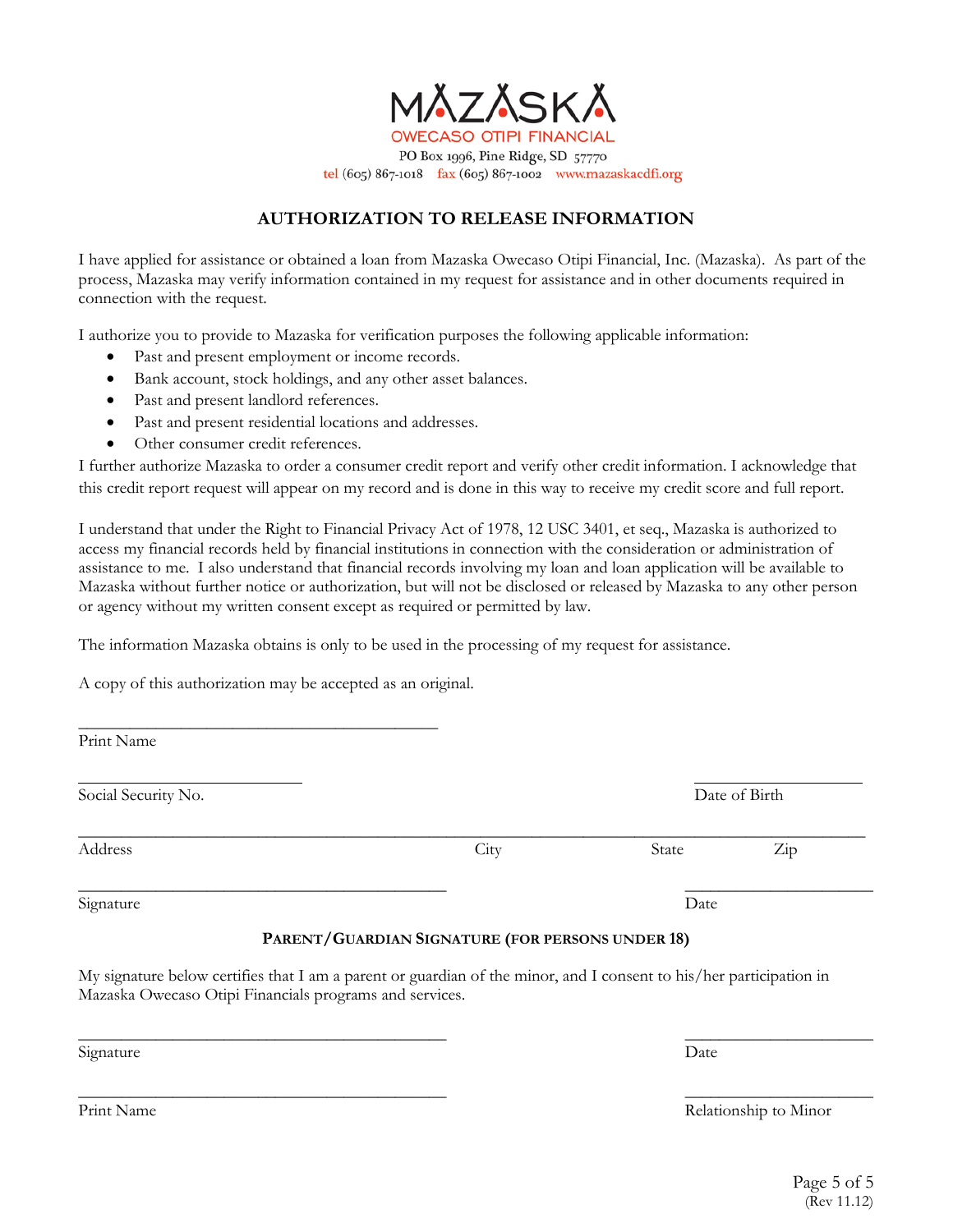MAZASKA
OWECASO OTIPI FINANCIAL
PO Box 1996, Pine Ridge, SD 57770
tel (605) 867-1018 fax (605) 867-1002 www.mazaskacdfi.org

## AUTHORIZATION TO RELEASE INFORMATION

I have applied for assistance or obtained a loan from Mazaska Owecaso Otipi Financial, Inc. (Mazaska). As part of the process, Mazaska may verify information contained in my request for assistance and in other documents required in connection with the request.

I authorize you to provide to Mazaska for verification purposes the following applicable information:

- Past and present employment or income records.
- Bank account, stock holdings, and any other asset balances.
- Past and present landlord references.
- Past and present residential locations and addresses.
- Other consumer credit references.

I further authorize Mazaska to order a consumer credit report and verify other credit information. I acknowledge that this credit report request will appear on my record and is done in this way to receive my credit score and full report.

I understand that under the Right to Financial Privacy Act of 1978, 12 USC 3401, et seq., Mazaska is authorized to access my financial records held by financial institutions in connection with the consideration or administration of assistance to me. I also understand that financial records involving my loan and loan application will be available to Mazaska without further notice or authorization, but will not be disclosed or released by Mazaska to any other person or agency without my written consent except as required or permitted by law.

The information Mazaska obtains is only to be used in the processing of my request for assistance.

A copy of this authorization may be accepted as an original.

_______________________________________
Print Name

_______________________ _______________________
Social Security No. Date of Birth

_______________________________________________________________________________
Address City State Zip

_______________________________________ _______________________
Signature Date

**PARENT/GUARDIAN SIGNATURE (FOR PERSONS UNDER 18)**

My signature below certifies that I am a parent or guardian of the minor, and I consent to his/her participation in Mazaska Owecaso Otipi Financials programs and services.

_______________________________________ _______________________
Signature Date

_______________________________________ _______________________
Print Name Relationship to Minor

(Rev 11.12)